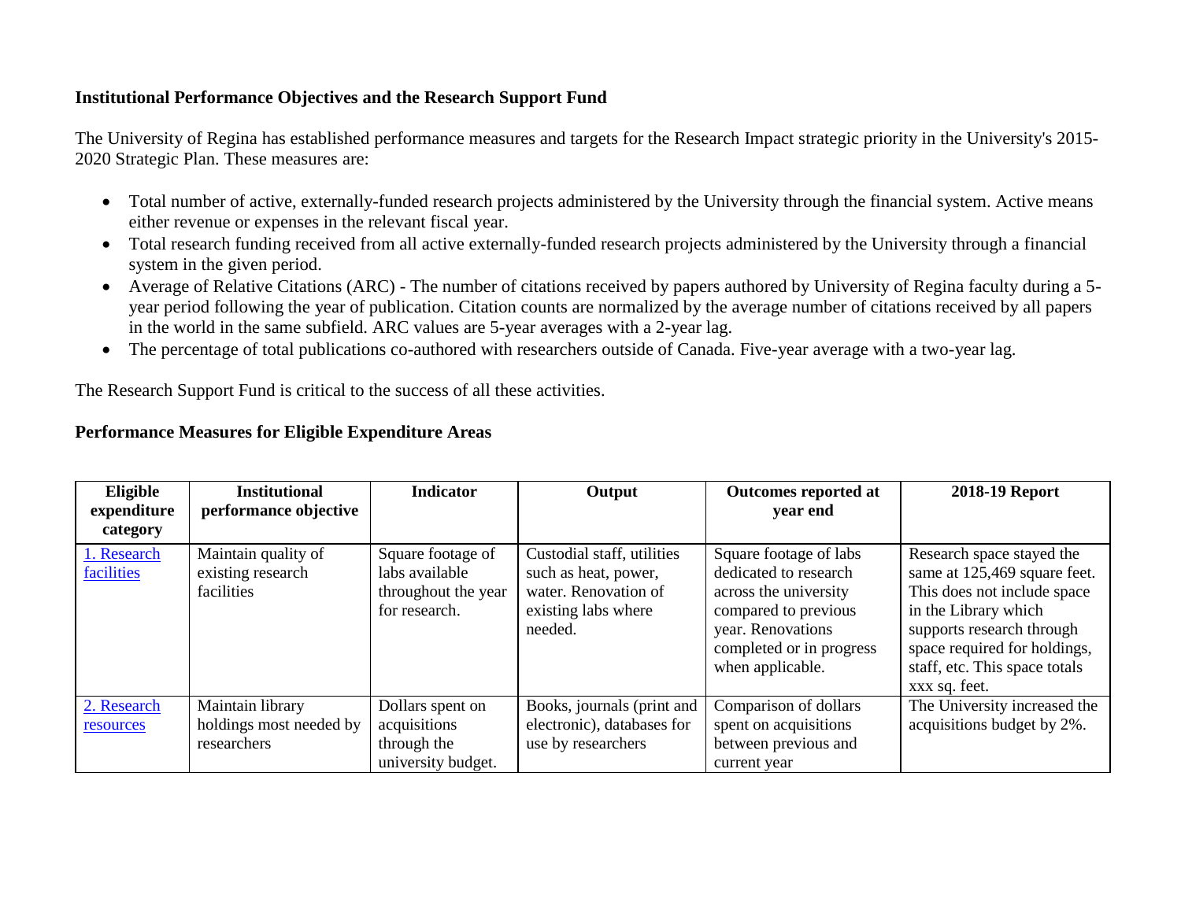**Institutional Performance Objectives and the Research Support Fund**

The University of Regina has established performance measures and targets for the Research Impact strategic priority in the University's 2015-2020 Strategic Plan. These measures are:

- Total number of active, externally-funded research projects administered by the University through the financial system. Active means either revenue or expenses in the relevant fiscal year.
- Total research funding received from all active externally-funded research projects administered by the University through a financial system in the given period.
- Average of Relative Citations (ARC) - The number of citations received by papers authored by University of Regina faculty during a 5-year period following the year of publication. Citation counts are normalized by the average number of citations received by all papers in the world in the same subfield. ARC values are 5-year averages with a 2-year lag.
- The percentage of total publications co-authored with researchers outside of Canada. Five-year average with a two-year lag.

The Research Support Fund is critical to the success of all these activities.

**Performance Measures for Eligible Expenditure Areas**

| Eligible expenditure category | Institutional performance objective | Indicator | Output | Outcomes reported at year end | 2018-19 Report |
|---|---|---|---|---|---|
| 1. Research facilities | Maintain quality of existing research facilities | Square footage of labs available throughout the year for research. | Custodial staff, utilities such as heat, power, water. Renovation of existing labs where needed. | Square footage of labs dedicated to research across the university compared to previous year. Renovations completed or in progress when applicable. | Research space stayed the same at 125,469 square feet. This does not include space in the Library which supports research through space required for holdings, staff, etc. This space totals xxx sq. feet. |
| 2. Research resources | Maintain library holdings most needed by researchers | Dollars spent on acquisitions through the university budget. | Books, journals (print and electronic), databases for use by researchers | Comparison of dollars spent on acquisitions between previous and current year | The University increased the acquisitions budget by 2%. |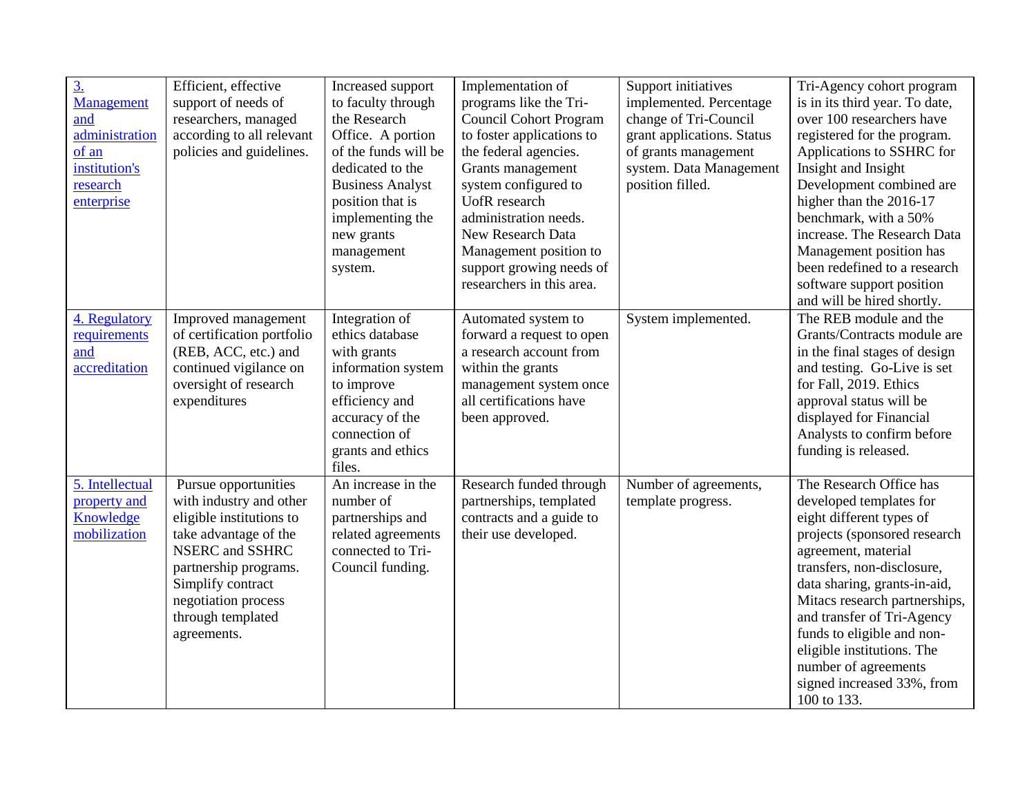| | | | | | |
|---|---|---|---|---|---|
| 3. Management and administration of an institution's research enterprise | Efficient, effective support of needs of researchers, managed according to all relevant policies and guidelines. | Increased support to faculty through the Research Office. A portion of the funds will be dedicated to the Business Analyst position that is implementing the new grants management system. | Implementation of programs like the Tri-Council Cohort Program to foster applications to the federal agencies. Grants management system configured to UofR research administration needs. New Research Data Management position to support growing needs of researchers in this area. | Support initiatives implemented. Percentage change of Tri-Council grant applications. Status of grants management system. Data Management position filled. | Tri-Agency cohort program is in its third year. To date, over 100 researchers have registered for the program. Applications to SSHRC for Insight and Insight Development combined are higher than the 2016-17 benchmark, with a 50% increase. The Research Data Management position has been redefined to a research software support position and will be hired shortly. |
| 4. Regulatory requirements and accreditation | Improved management of certification portfolio (REB, ACC, etc.) and continued vigilance on oversight of research expenditures | Integration of ethics database with grants information system to improve efficiency and accuracy of the connection of grants and ethics files. | Automated system to forward a request to open a research account from within the grants management system once all certifications have been approved. | System implemented. | The REB module and the Grants/Contracts module are in the final stages of design and testing. Go-Live is set for Fall, 2019. Ethics approval status will be displayed for Financial Analysts to confirm before funding is released. |
| 5. Intellectual property and Knowledge mobilization | Pursue opportunities with industry and other eligible institutions to take advantage of the NSERC and SSHRC partnership programs. Simplify contract negotiation process through templated agreements. | An increase in the number of partnerships and related agreements connected to Tri-Council funding. | Research funded through partnerships, templated contracts and a guide to their use developed. | Number of agreements, template progress. | The Research Office has developed templates for eight different types of projects (sponsored research agreement, material transfers, non-disclosure, data sharing, grants-in-aid, Mitacs research partnerships, and transfer of Tri-Agency funds to eligible and non-eligible institutions. The number of agreements signed increased 33%, from 100 to 133. |